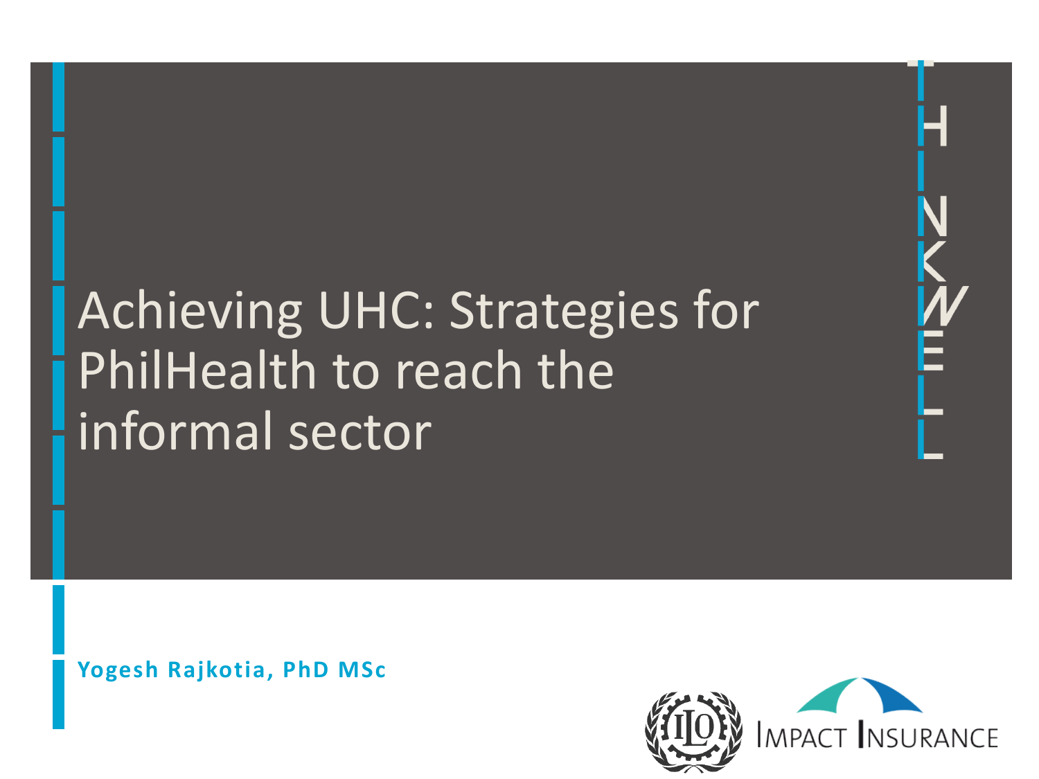# Achieving UHC: Strategies for PhilHealth to reach the informal sector

**Yogesh Rajkotia, PhD MSc**

THINKWELL

ILO IMPACT INSURANCE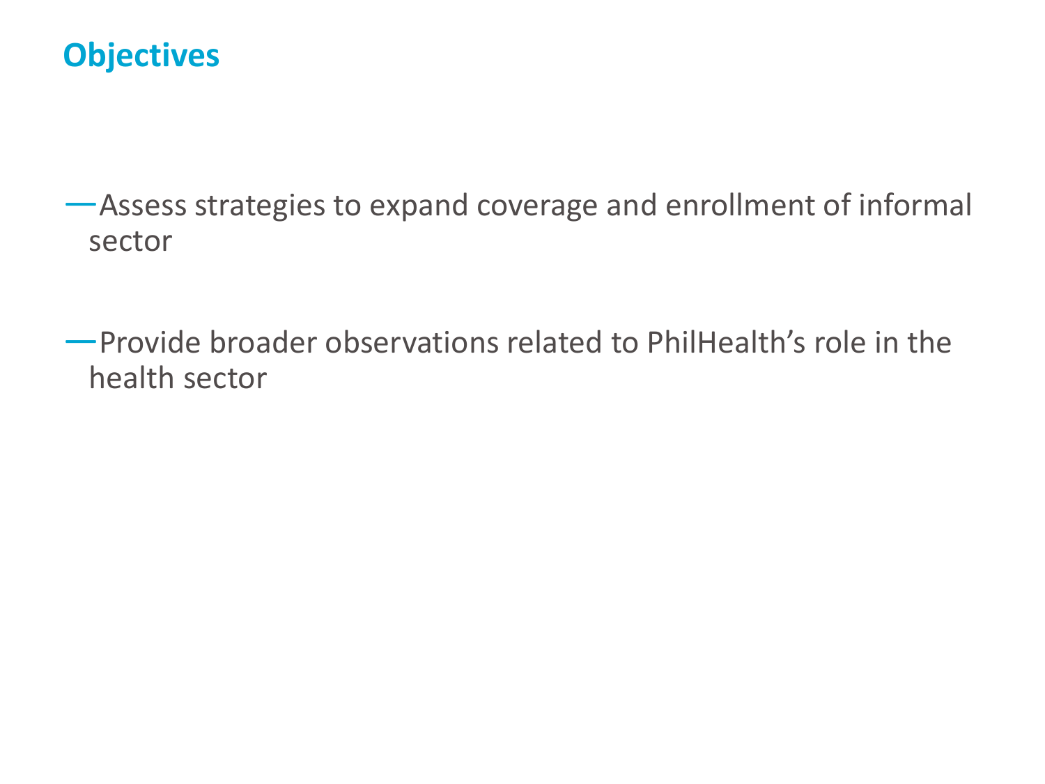## Objectives

- Assess strategies to expand coverage and enrollment of informal sector
- Provide broader observations related to PhilHealth's role in the health sector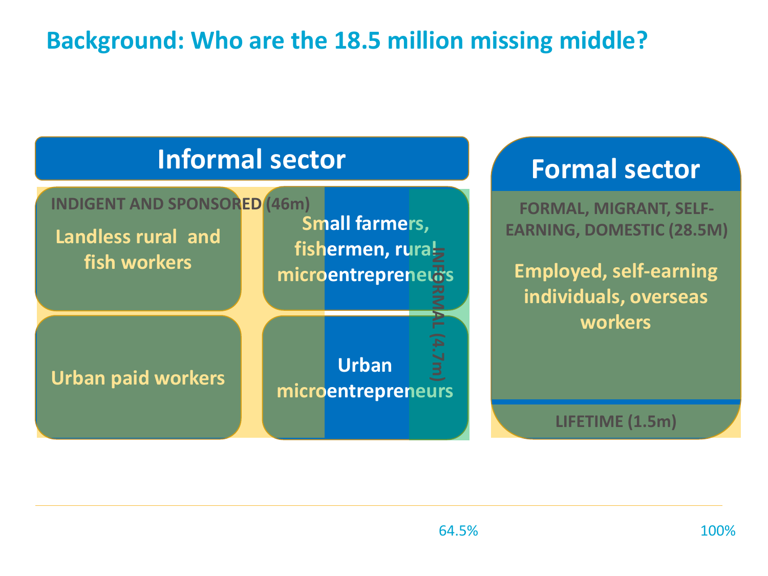# Background: Who are the 18.5 million missing middle?

## Informal sector

INDIGENT AND SPONSORED (46m)

- Landless rural and fish workers
- Small farmers, fishermen, rural microentrepreneurs
- Urban paid workers
- Urban microentrepreneurs

INFORMAL (4.7m)

## Formal sector

FORMAL, MIGRANT, SELF-EARNING, DOMESTIC (28.5M)

Employed, self-earning individuals, overseas workers

LIFETIME (1.5m)

64.5% 100%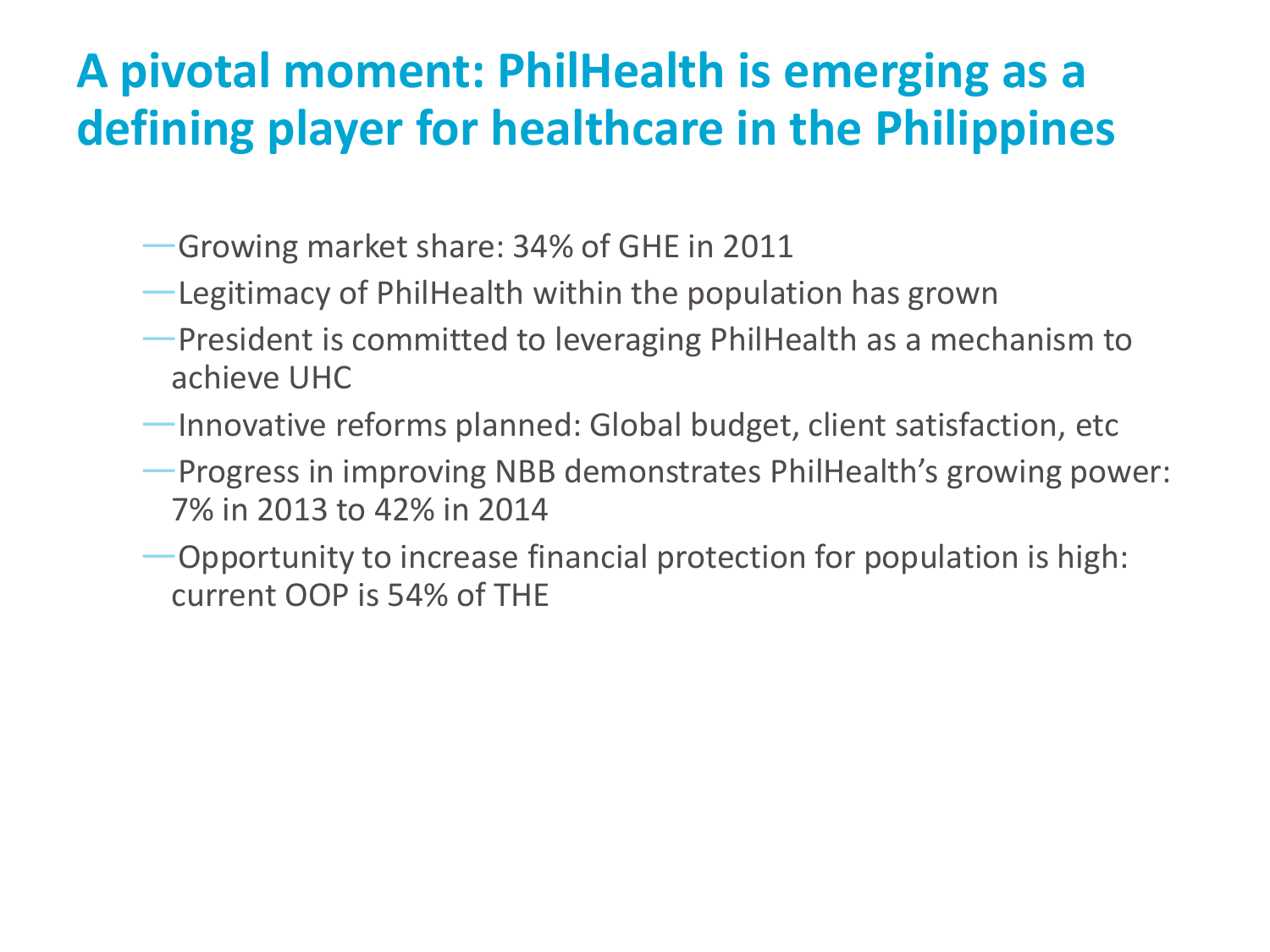# A pivotal moment: PhilHealth is emerging as a defining player for healthcare in the Philippines

- Growing market share: 34% of GHE in 2011
- Legitimacy of PhilHealth within the population has grown
- President is committed to leveraging PhilHealth as a mechanism to achieve UHC
- Innovative reforms planned: Global budget, client satisfaction, etc
- Progress in improving NBB demonstrates PhilHealth's growing power: 7% in 2013 to 42% in 2014
- Opportunity to increase financial protection for population is high: current OOP is 54% of THE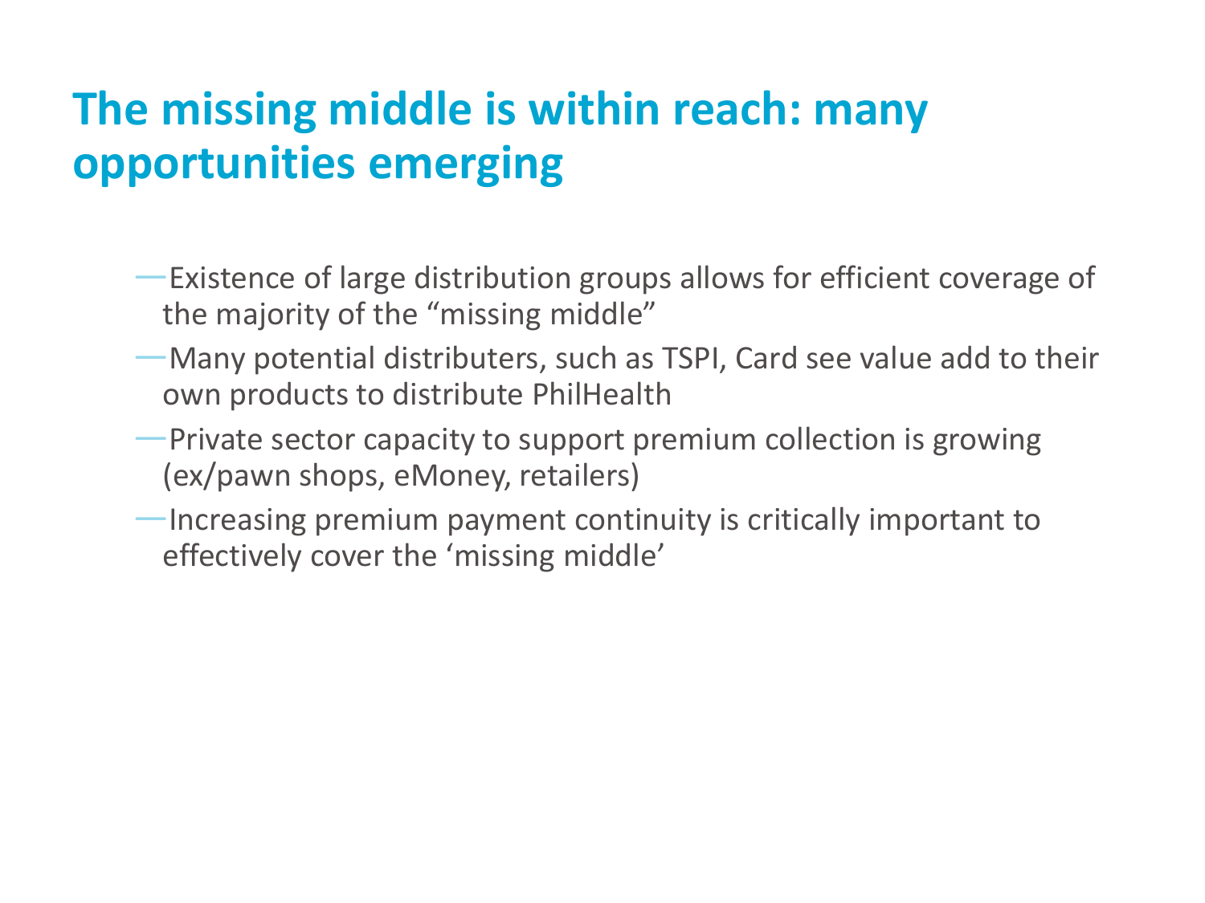# The missing middle is within reach: many opportunities emerging

- Existence of large distribution groups allows for efficient coverage of the majority of the "missing middle"
- Many potential distributers, such as TSPI, Card see value add to their own products to distribute PhilHealth
- Private sector capacity to support premium collection is growing (ex/pawn shops, eMoney, retailers)
- Increasing premium payment continuity is critically important to effectively cover the 'missing middle'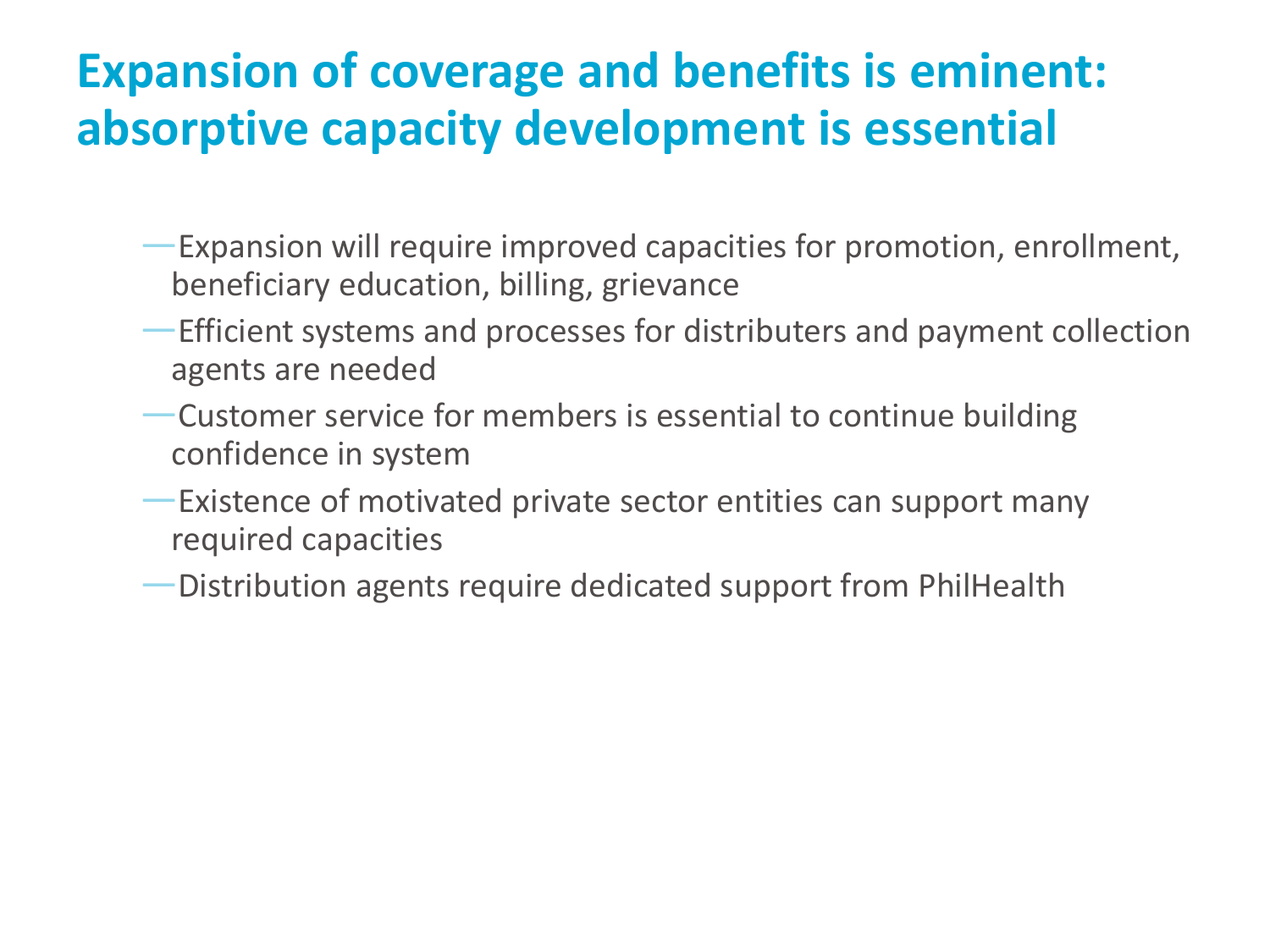# Expansion of coverage and benefits is eminent: absorptive capacity development is essential

- Expansion will require improved capacities for promotion, enrollment, beneficiary education, billing, grievance
- Efficient systems and processes for distributers and payment collection agents are needed
- Customer service for members is essential to continue building confidence in system
- Existence of motivated private sector entities can support many required capacities
- Distribution agents require dedicated support from PhilHealth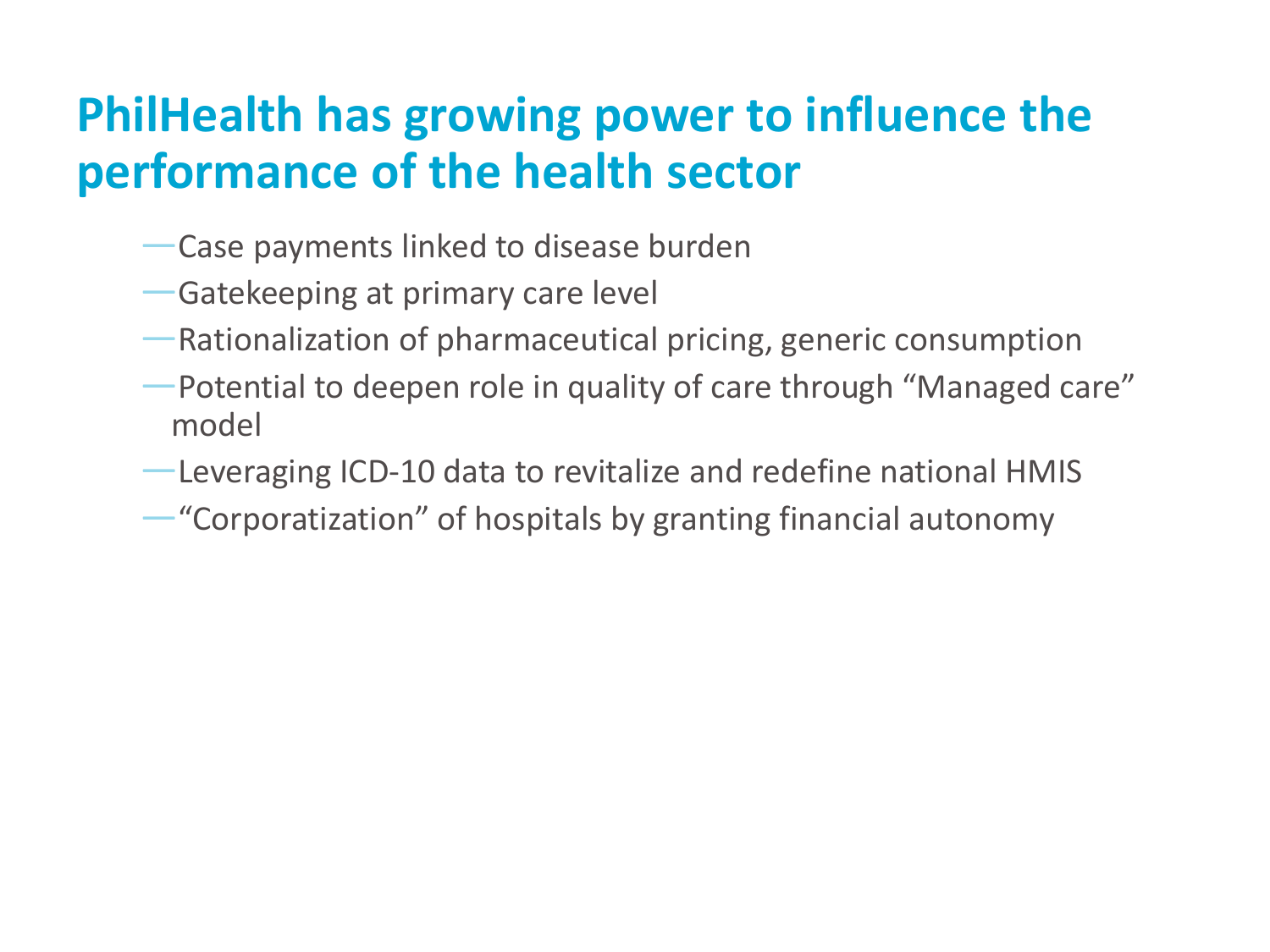# PhilHealth has growing power to influence the performance of the health sector

- Case payments linked to disease burden
- Gatekeeping at primary care level
- Rationalization of pharmaceutical pricing, generic consumption
- Potential to deepen role in quality of care through "Managed care" model
- Leveraging ICD-10 data to revitalize and redefine national HMIS
- "Corporatization" of hospitals by granting financial autonomy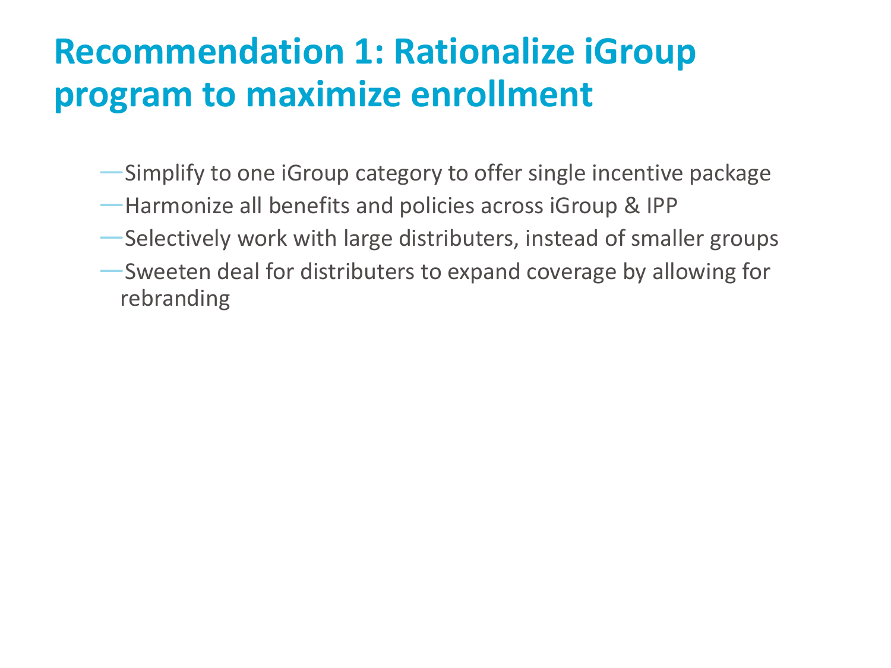# Recommendation 1: Rationalize iGroup program to maximize enrollment

- Simplify to one iGroup category to offer single incentive package
- Harmonize all benefits and policies across iGroup & IPP
- Selectively work with large distributers, instead of smaller groups
- Sweeten deal for distributers to expand coverage by allowing for rebranding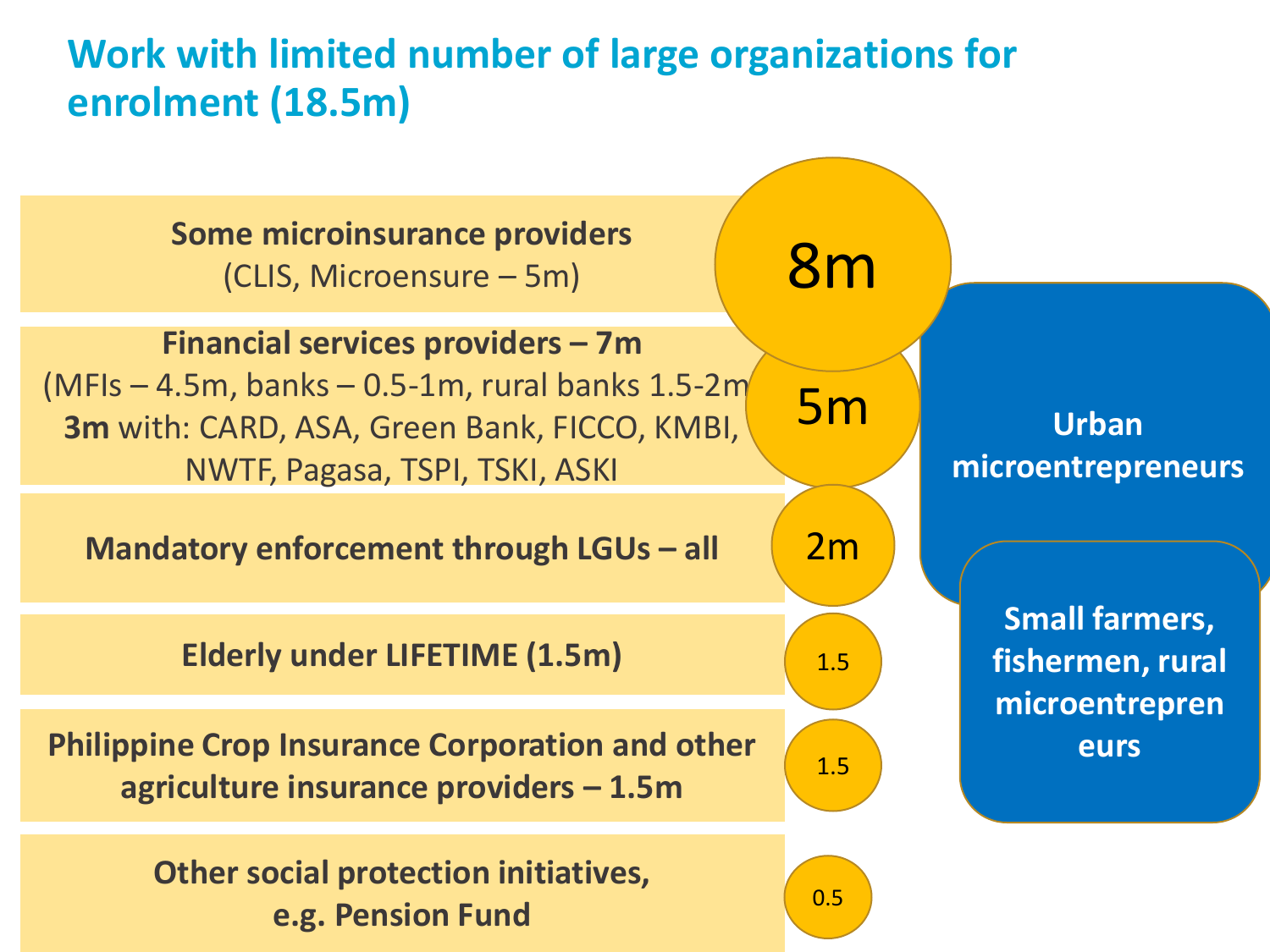# Work with limited number of large organizations for enrolment (18.5m)

| Channel | Enrolment |
| --- | --- |
| **Some microinsurance providers** (CLIS, Microensure – 5m) | 8m |
| **Financial services providers – 7m** (MFIs – 4.5m, banks – 0.5-1m, rural banks 1.5-2m) **3m** with: CARD, ASA, Green Bank, FICCO, KMBI, NWTF, Pagasa, TSPI, TSKI, ASKI | 5m |
| **Mandatory enforcement through LGUs – all** | 2m |
| **Elderly under LIFETIME (1.5m)** | 1.5 |
| **Philippine Crop Insurance Corporation and other agriculture insurance providers – 1.5m** | 1.5 |
| **Other social protection initiatives, e.g. Pension Fund** | 0.5 |

**Urban microentrepreneurs**

**Small farmers, fishermen, rural microentrepreneurs**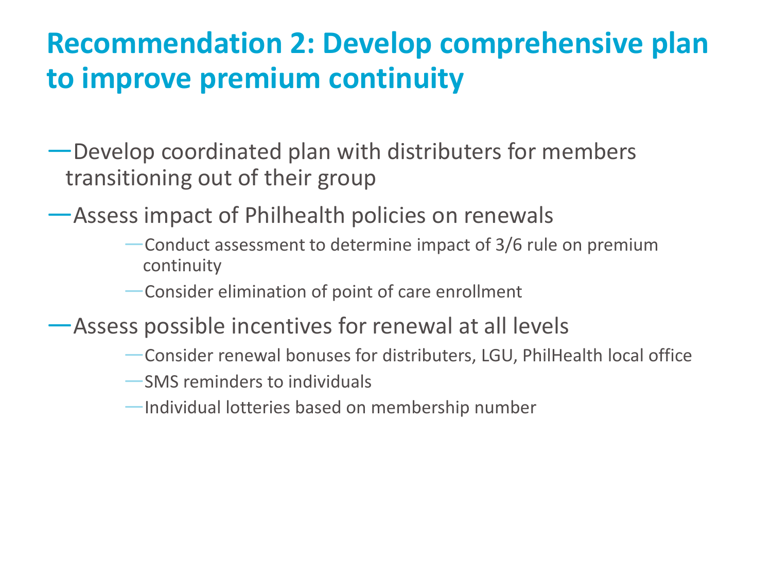# Recommendation 2: Develop comprehensive plan to improve premium continuity

- Develop coordinated plan with distributers for members transitioning out of their group
- Assess impact of Philhealth policies on renewals
  - Conduct assessment to determine impact of 3/6 rule on premium continuity
  - Consider elimination of point of care enrollment
- Assess possible incentives for renewal at all levels
  - Consider renewal bonuses for distributers, LGU, PhilHealth local office
  - SMS reminders to individuals
  - Individual lotteries based on membership number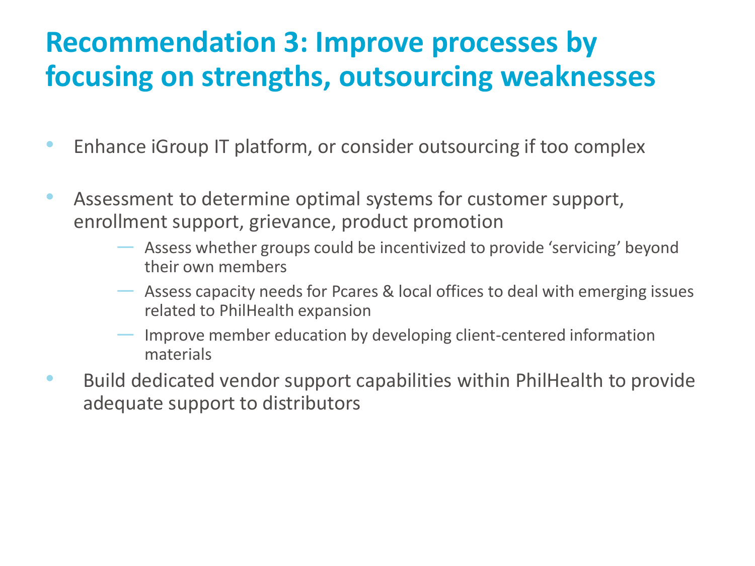# Recommendation 3: Improve processes by focusing on strengths, outsourcing weaknesses

- Enhance iGroup IT platform, or consider outsourcing if too complex
- Assessment to determine optimal systems for customer support, enrollment support, grievance, product promotion
  - Assess whether groups could be incentivized to provide 'servicing' beyond their own members
  - Assess capacity needs for Pcares & local offices to deal with emerging issues related to PhilHealth expansion
  - Improve member education by developing client-centered information materials
- Build dedicated vendor support capabilities within PhilHealth to provide adequate support to distributors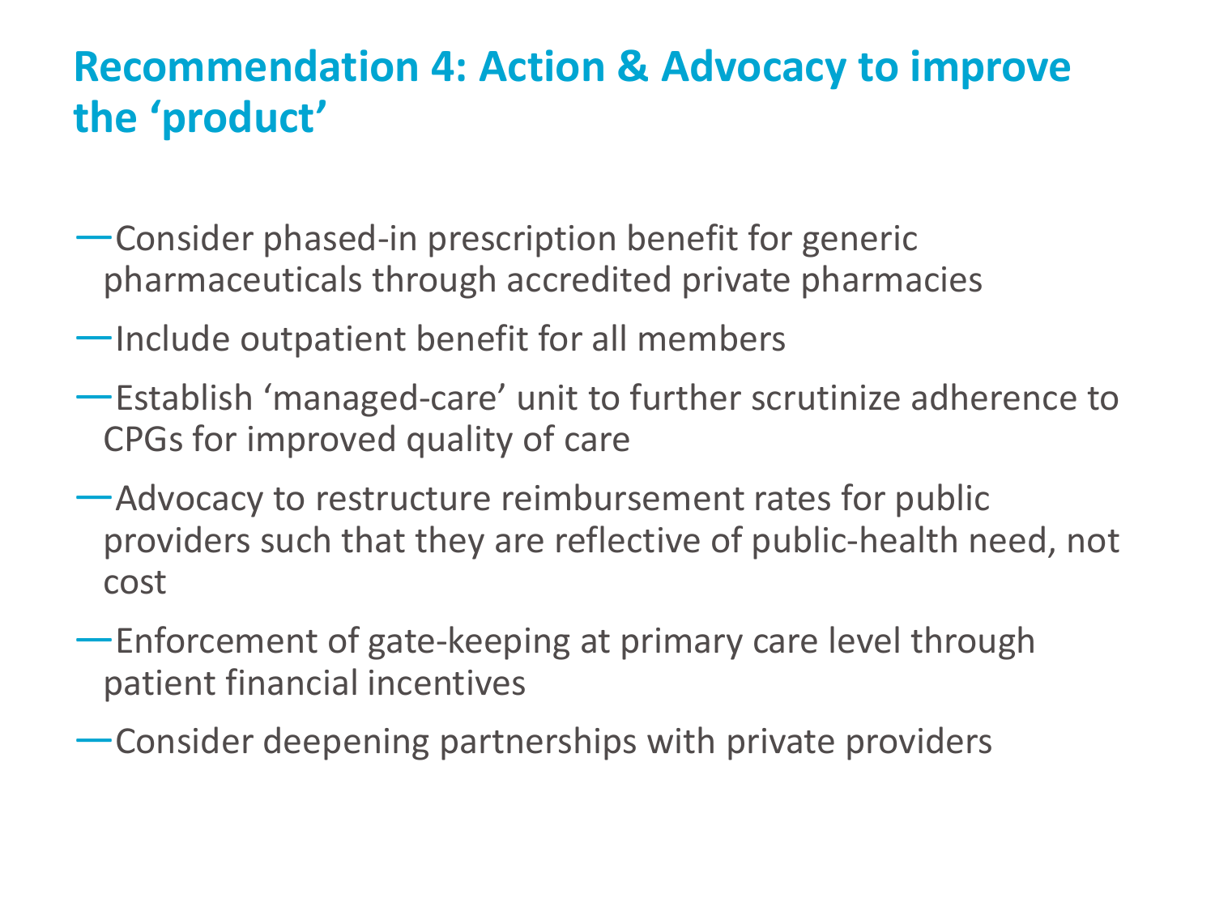# Recommendation 4: Action & Advocacy to improve the 'product'

- Consider phased-in prescription benefit for generic pharmaceuticals through accredited private pharmacies
- Include outpatient benefit for all members
- Establish 'managed-care' unit to further scrutinize adherence to CPGs for improved quality of care
- Advocacy to restructure reimbursement rates for public providers such that they are reflective of public-health need, not cost
- Enforcement of gate-keeping at primary care level through patient financial incentives
- Consider deepening partnerships with private providers